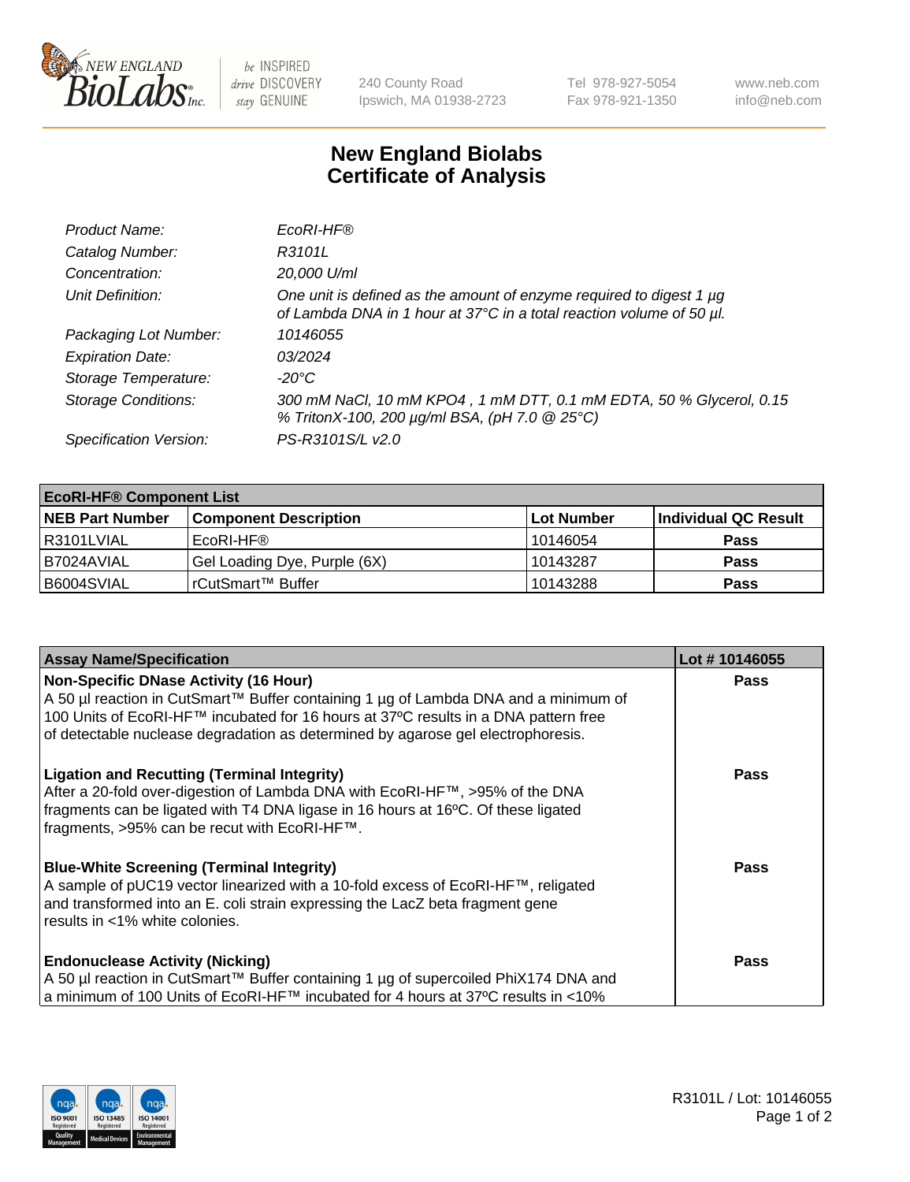240 County Road
Ipswich, MA 01938-2723

Tel 978-927-5054
Fax 978-921-1350

www.neb.com
info@neb.com

# New England Biolabs
# Certificate of Analysis

| | |
|---|---|
| *Product Name:* | *EcoRI-HF®* |
| *Catalog Number:* | *R3101L* |
| *Concentration:* | *20,000 U/ml* |
| *Unit Definition:* | *One unit is defined as the amount of enzyme required to digest 1 µg of Lambda DNA in 1 hour at 37°C in a total reaction volume of 50 µl.* |
| *Packaging Lot Number:* | *10146055* |
| *Expiration Date:* | *03/2024* |
| *Storage Temperature:* | *-20°C* |
| *Storage Conditions:* | *300 mM NaCl, 10 mM KPO4 , 1 mM DTT, 0.1 mM EDTA, 50 % Glycerol, 0.15 % TritonX-100, 200 µg/ml BSA, (pH 7.0 @ 25°C)* |
| *Specification Version:* | *PS-R3101S/L v2.0* |

| **EcoRI-HF® Component List** | | | |
|---|---|---|---|
| **NEB Part Number** | **Component Description** | **Lot Number** | **Individual QC Result** |
| R3101LVIAL | EcoRI-HF® | 10146054 | **Pass** |
| B7024AVIAL | Gel Loading Dye, Purple (6X) | 10143287 | **Pass** |
| B6004SVIAL | rCutSmart™ Buffer | 10143288 | **Pass** |

| **Assay Name/Specification** | **Lot # 10146055** |
|---|---|
| **Non-Specific DNase Activity (16 Hour)**<br>A 50 µl reaction in CutSmart™ Buffer containing 1 µg of Lambda DNA and a minimum of 100 Units of EcoRI-HF™ incubated for 16 hours at 37ºC results in a DNA pattern free of detectable nuclease degradation as determined by agarose gel electrophoresis. | **Pass** |
| **Ligation and Recutting (Terminal Integrity)**<br>After a 20-fold over-digestion of Lambda DNA with EcoRI-HF™, >95% of the DNA fragments can be ligated with T4 DNA ligase in 16 hours at 16ºC. Of these ligated fragments, >95% can be recut with EcoRI-HF™. | **Pass** |
| **Blue-White Screening (Terminal Integrity)**<br>A sample of pUC19 vector linearized with a 10-fold excess of EcoRI-HF™, religated and transformed into an E. coli strain expressing the LacZ beta fragment gene results in <1% white colonies. | **Pass** |
| **Endonuclease Activity (Nicking)**<br>A 50 µl reaction in CutSmart™ Buffer containing 1 µg of supercoiled PhiX174 DNA and a minimum of 100 Units of EcoRI-HF™ incubated for 4 hours at 37ºC results in <10% | **Pass** |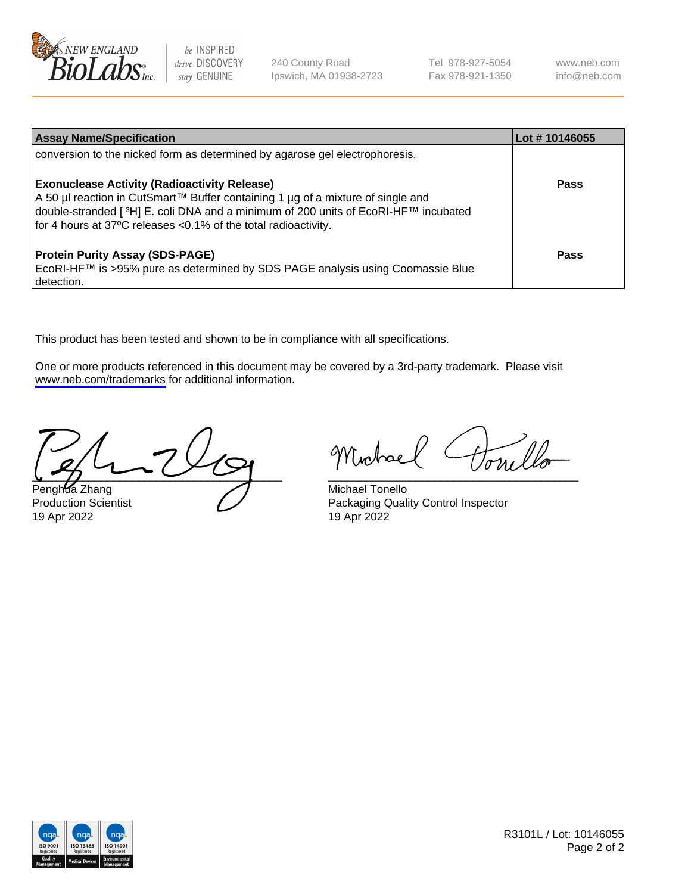| Assay Name/Specification | Lot # 10146055 |
|---|---|
| conversion to the nicked form as determined by agarose gel electrophoresis. | |
| **Exonuclease Activity (Radioactivity Release)**<br>A 50 µl reaction in CutSmart™ Buffer containing 1 µg of a mixture of single and double-stranded [ $^3$H] E. coli DNA and a minimum of 200 units of EcoRI-HF™ incubated for 4 hours at 37ºC releases <0.1% of the total radioactivity. | **Pass** |
| **Protein Purity Assay (SDS-PAGE)**<br>EcoRI-HF™ is >95% pure as determined by SDS PAGE analysis using Coomassie Blue detection. | **Pass** |

This product has been tested and shown to be in compliance with all specifications.

One or more products referenced in this document may be covered by a 3rd-party trademark. Please visit www.neb.com/trademarks for additional information.

Penghua Zhang
Production Scientist
19 Apr 2022

Michael Tonello
Packaging Quality Control Inspector
19 Apr 2022

R3101L / Lot: 10146055